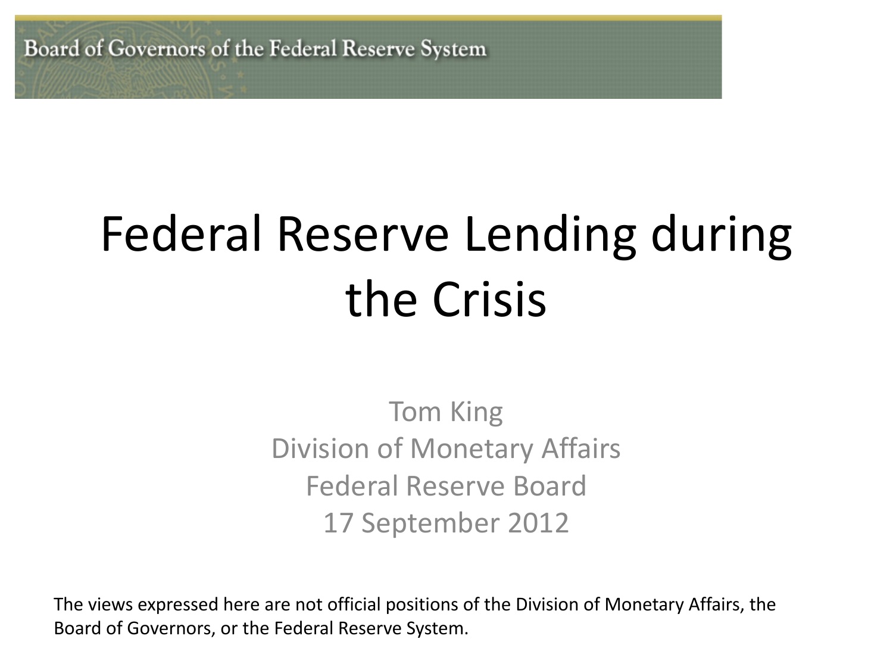Board of Governors of the Federal Reserve System

# Federal Reserve Lending during the Crisis

Tom King
Division of Monetary Affairs
Federal Reserve Board
17 September 2012

The views expressed here are not official positions of the Division of Monetary Affairs, the Board of Governors, or the Federal Reserve System.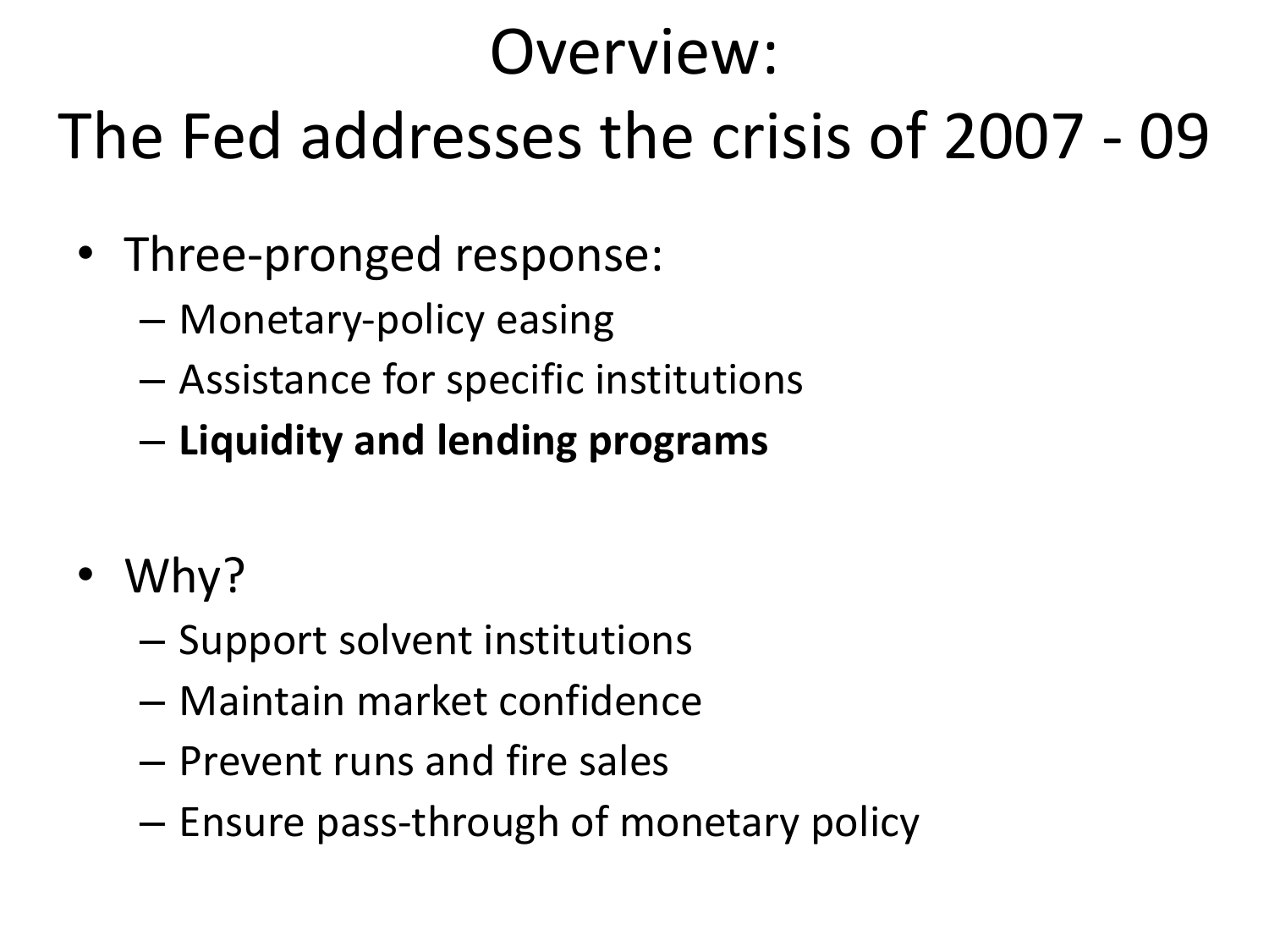# Overview: The Fed addresses the crisis of 2007 - 09

- Three-pronged response:
  - Monetary-policy easing
  - Assistance for specific institutions
  - **Liquidity and lending programs**

- Why?
  - Support solvent institutions
  - Maintain market confidence
  - Prevent runs and fire sales
  - Ensure pass-through of monetary policy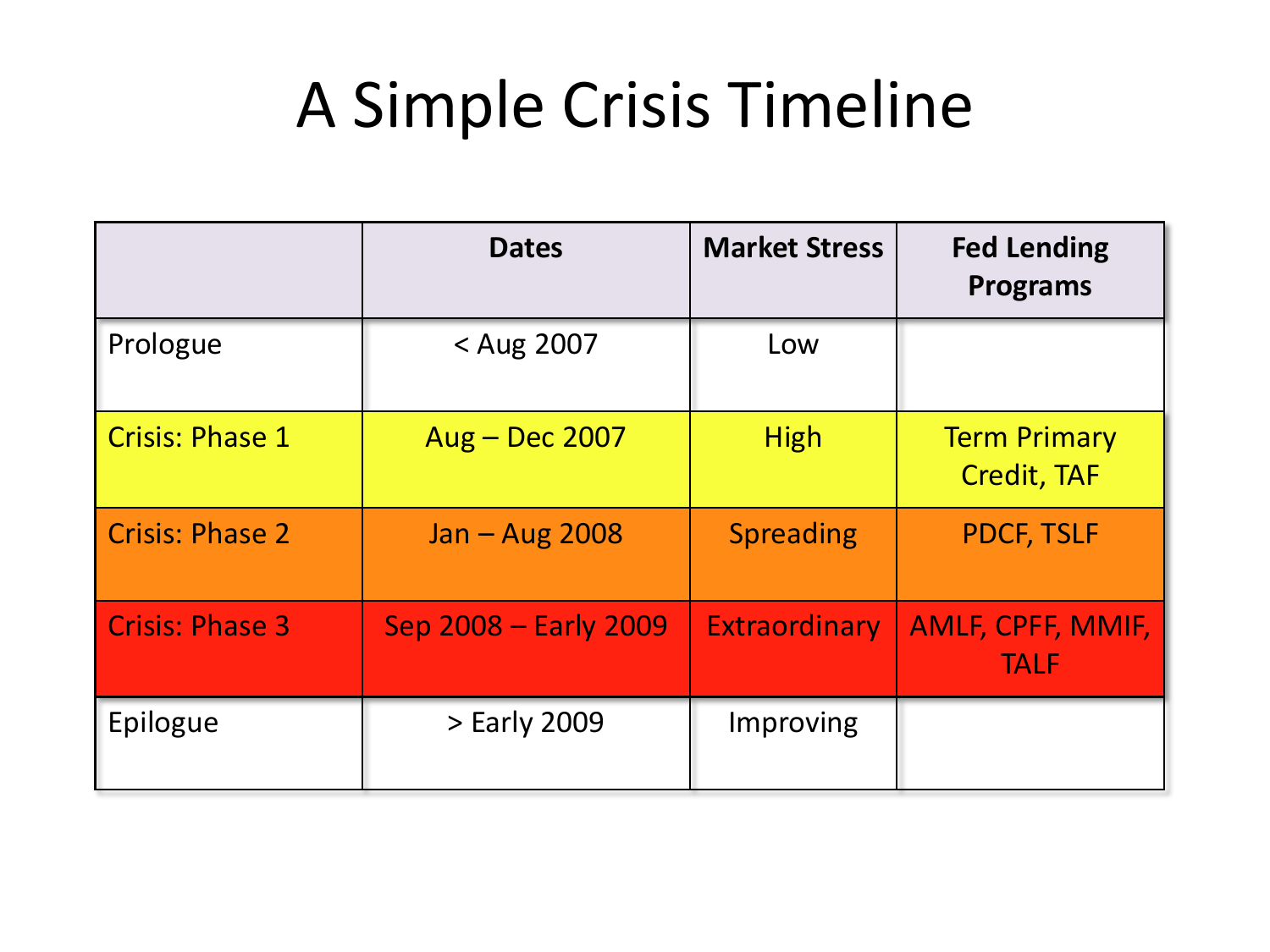# A Simple Crisis Timeline

| | Dates | Market Stress | Fed Lending Programs |
|---|---|---|---|
| Prologue | < Aug 2007 | Low | |
| Crisis: Phase 1 | Aug – Dec 2007 | High | Term Primary Credit, TAF |
| Crisis: Phase 2 | Jan – Aug 2008 | Spreading | PDCF, TSLF |
| Crisis: Phase 3 | Sep 2008 – Early 2009 | Extraordinary | AMLF, CPFF, MMIF, TALF |
| Epilogue | > Early 2009 | Improving | |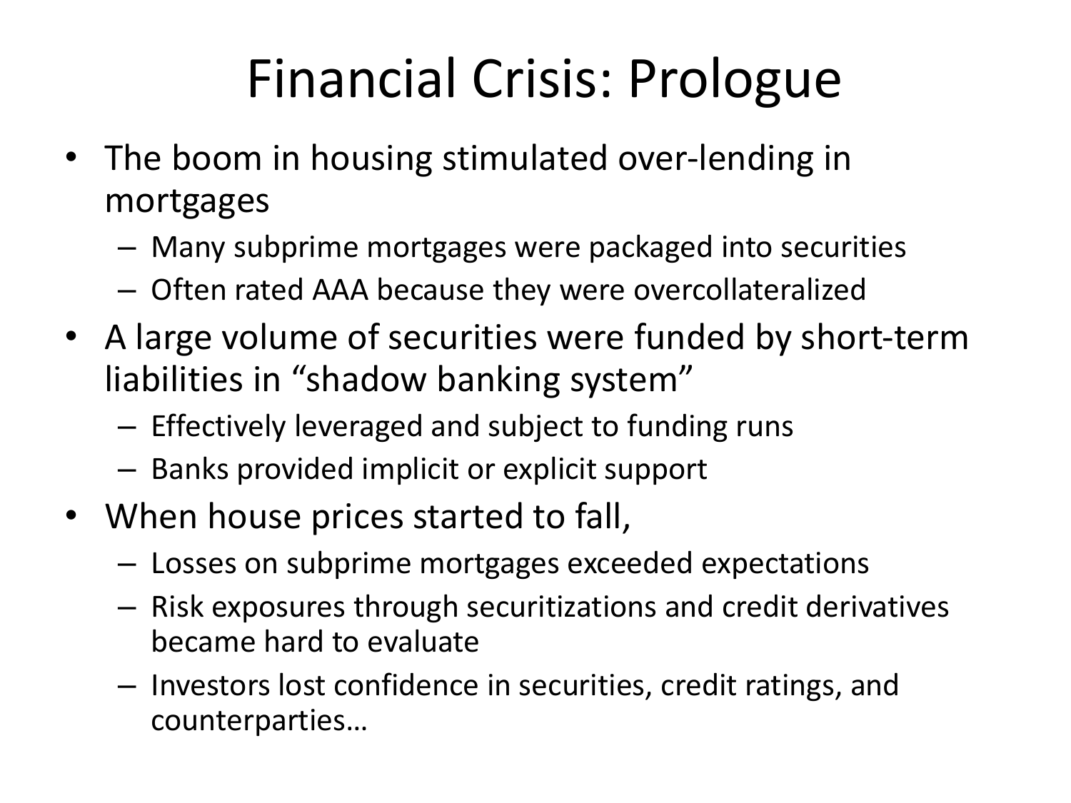# Financial Crisis: Prologue

- The boom in housing stimulated over-lending in mortgages
  - Many subprime mortgages were packaged into securities
  - Often rated AAA because they were overcollateralized
- A large volume of securities were funded by short-term liabilities in "shadow banking system"
  - Effectively leveraged and subject to funding runs
  - Banks provided implicit or explicit support
- When house prices started to fall,
  - Losses on subprime mortgages exceeded expectations
  - Risk exposures through securitizations and credit derivatives became hard to evaluate
  - Investors lost confidence in securities, credit ratings, and counterparties…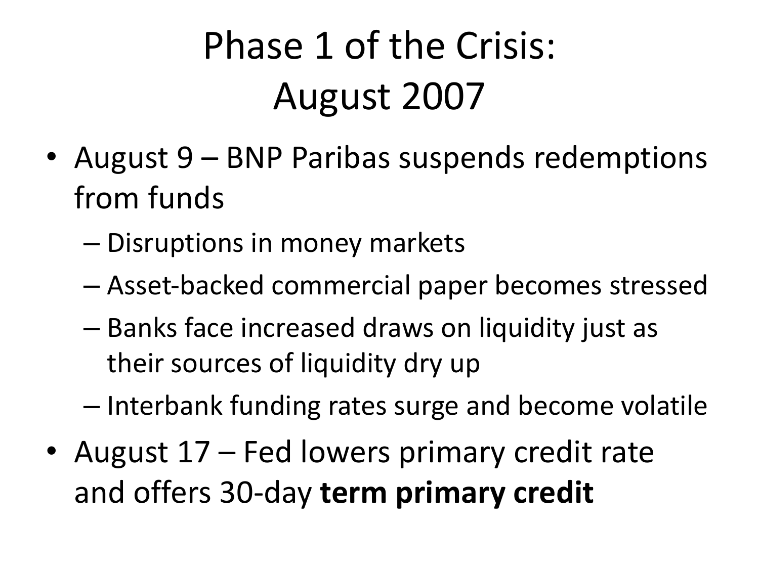# Phase 1 of the Crisis: August 2007

- August 9 – BNP Paribas suspends redemptions from funds
  - Disruptions in money markets
  - Asset-backed commercial paper becomes stressed
  - Banks face increased draws on liquidity just as their sources of liquidity dry up
  - Interbank funding rates surge and become volatile
- August 17 – Fed lowers primary credit rate and offers 30-day **term primary credit**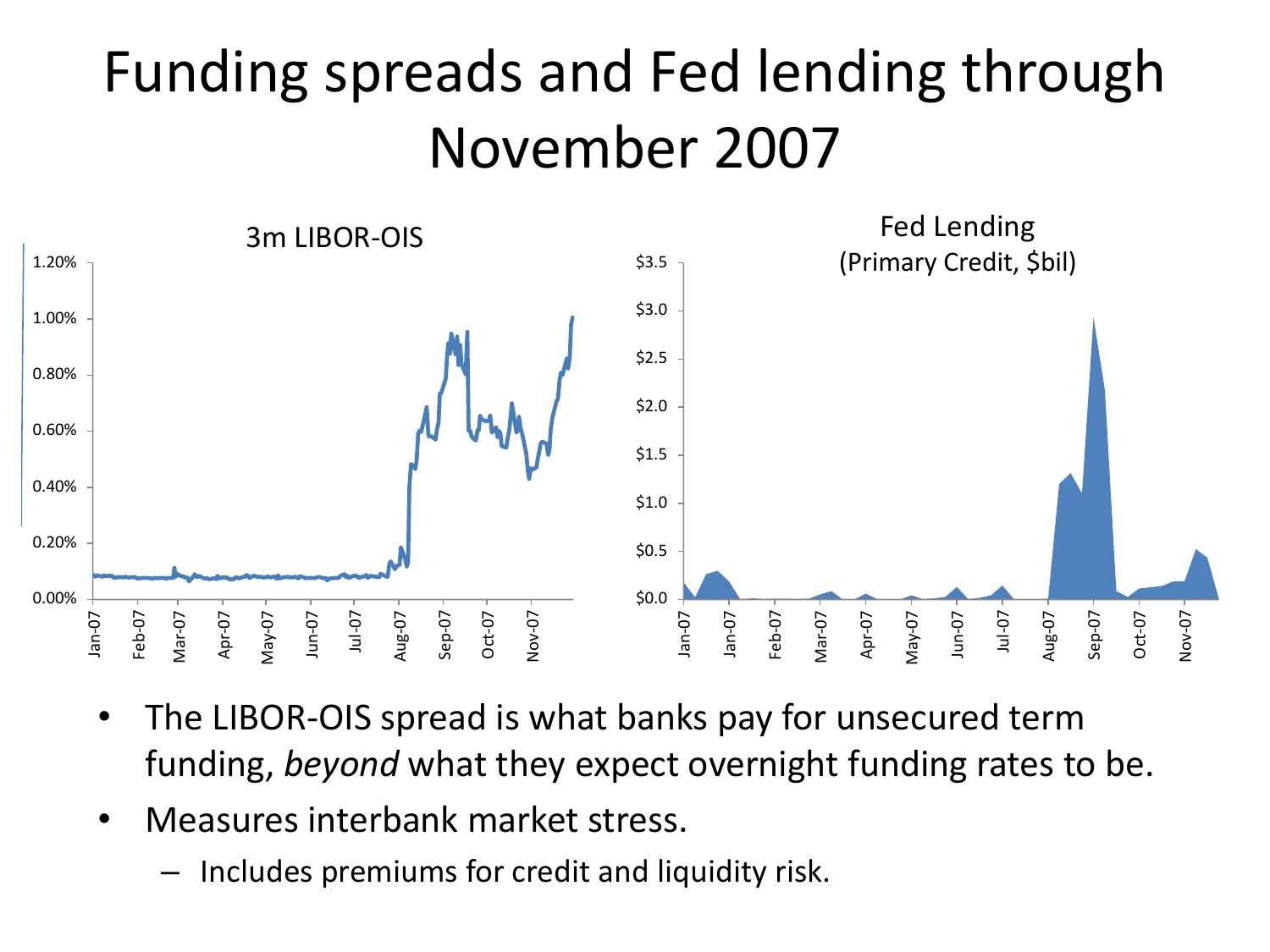# Funding spreads and Fed lending through November 2007

3m LIBOR-OIS

Fed Lending
(Primary Credit, $bil)

- The LIBOR-OIS spread is what banks pay for unsecured term funding, *beyond* what they expect overnight funding rates to be.
- Measures interbank market stress.
  - Includes premiums for credit and liquidity risk.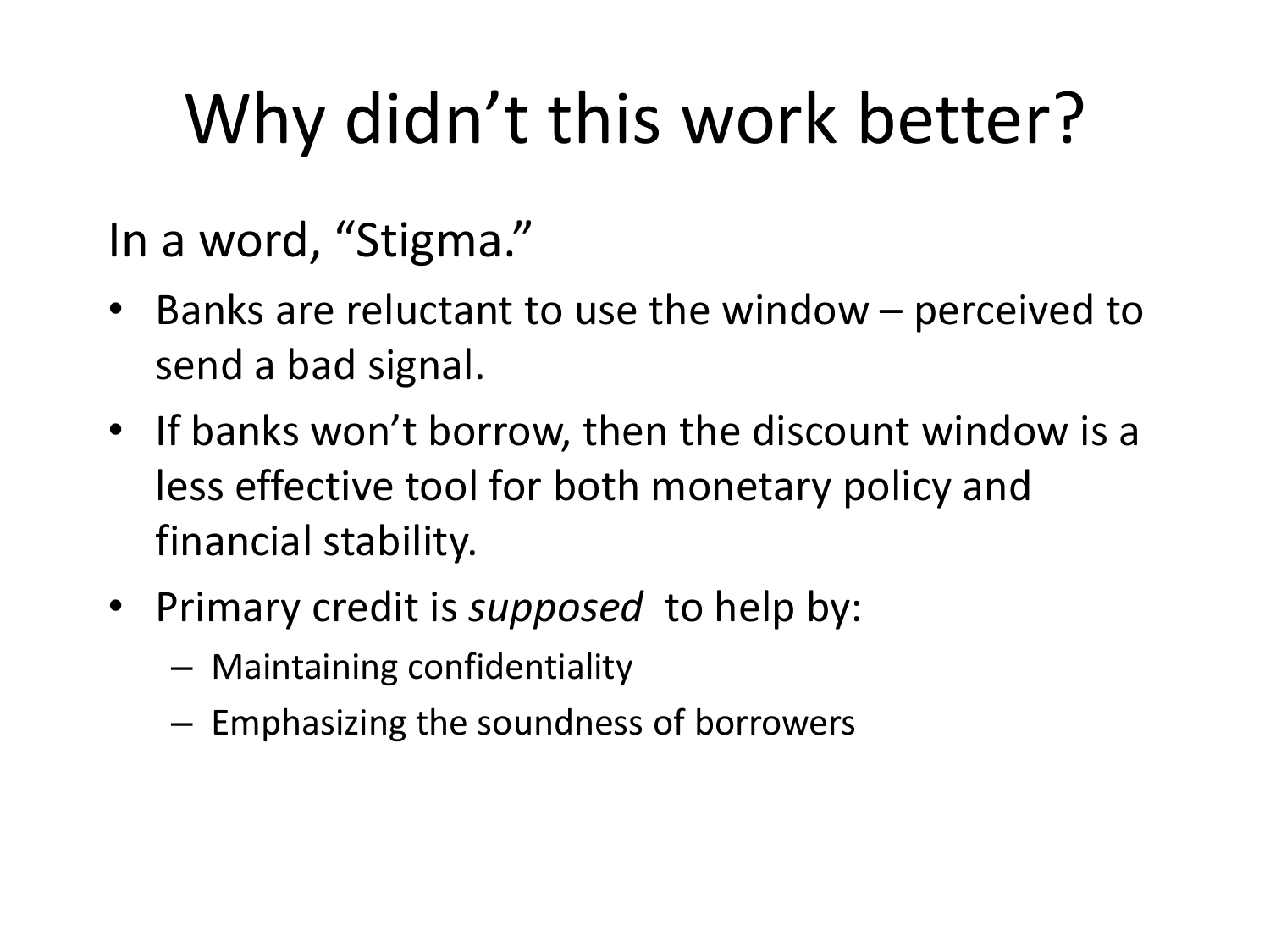# Why didn't this work better?

In a word, "Stigma."

- Banks are reluctant to use the window – perceived to send a bad signal.
- If banks won't borrow, then the discount window is a less effective tool for both monetary policy and financial stability.
- Primary credit is *supposed* to help by:
  - Maintaining confidentiality
  - Emphasizing the soundness of borrowers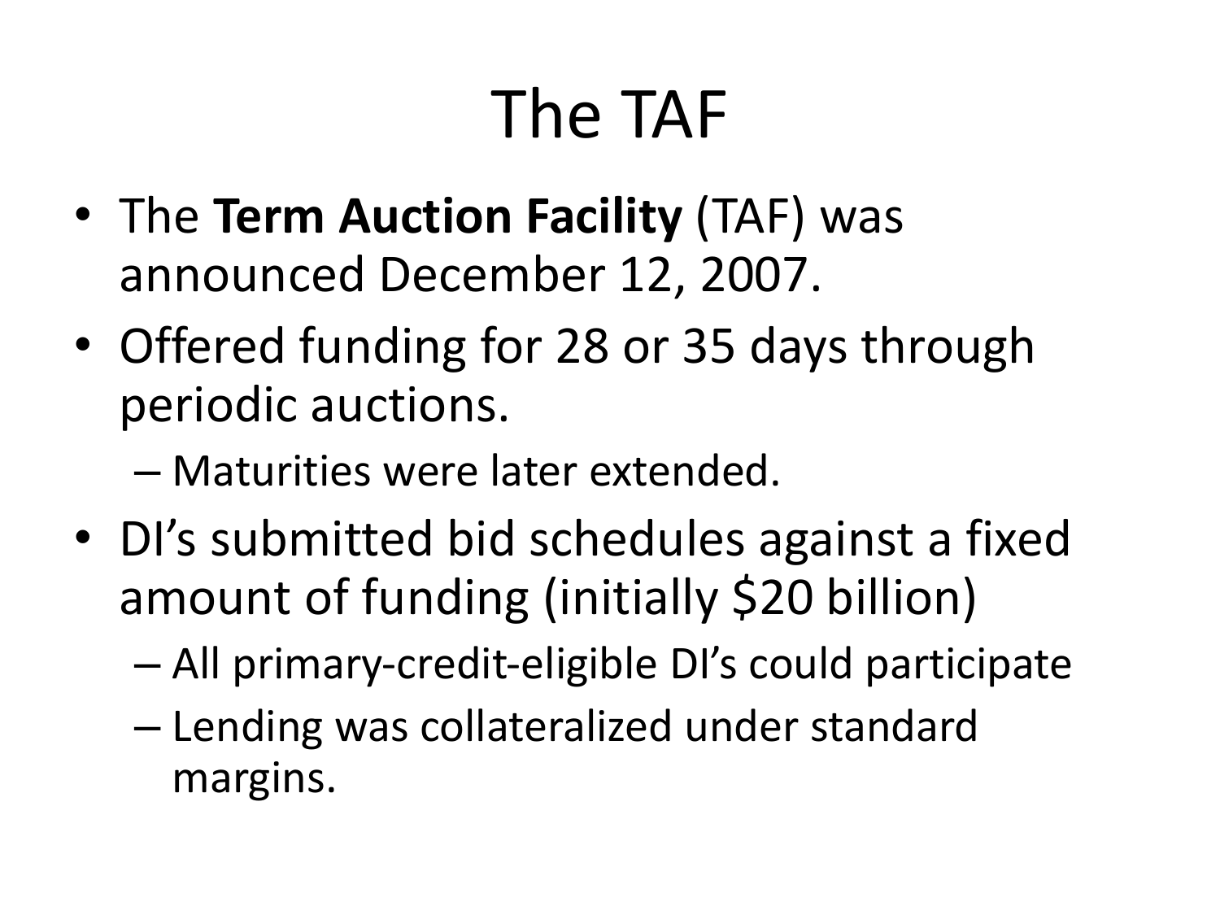# The TAF

- The **Term Auction Facility** (TAF) was announced December 12, 2007.
- Offered funding for 28 or 35 days through periodic auctions.
  - Maturities were later extended.
- DI's submitted bid schedules against a fixed amount of funding (initially $20 billion)
  - All primary-credit-eligible DI's could participate
  - Lending was collateralized under standard margins.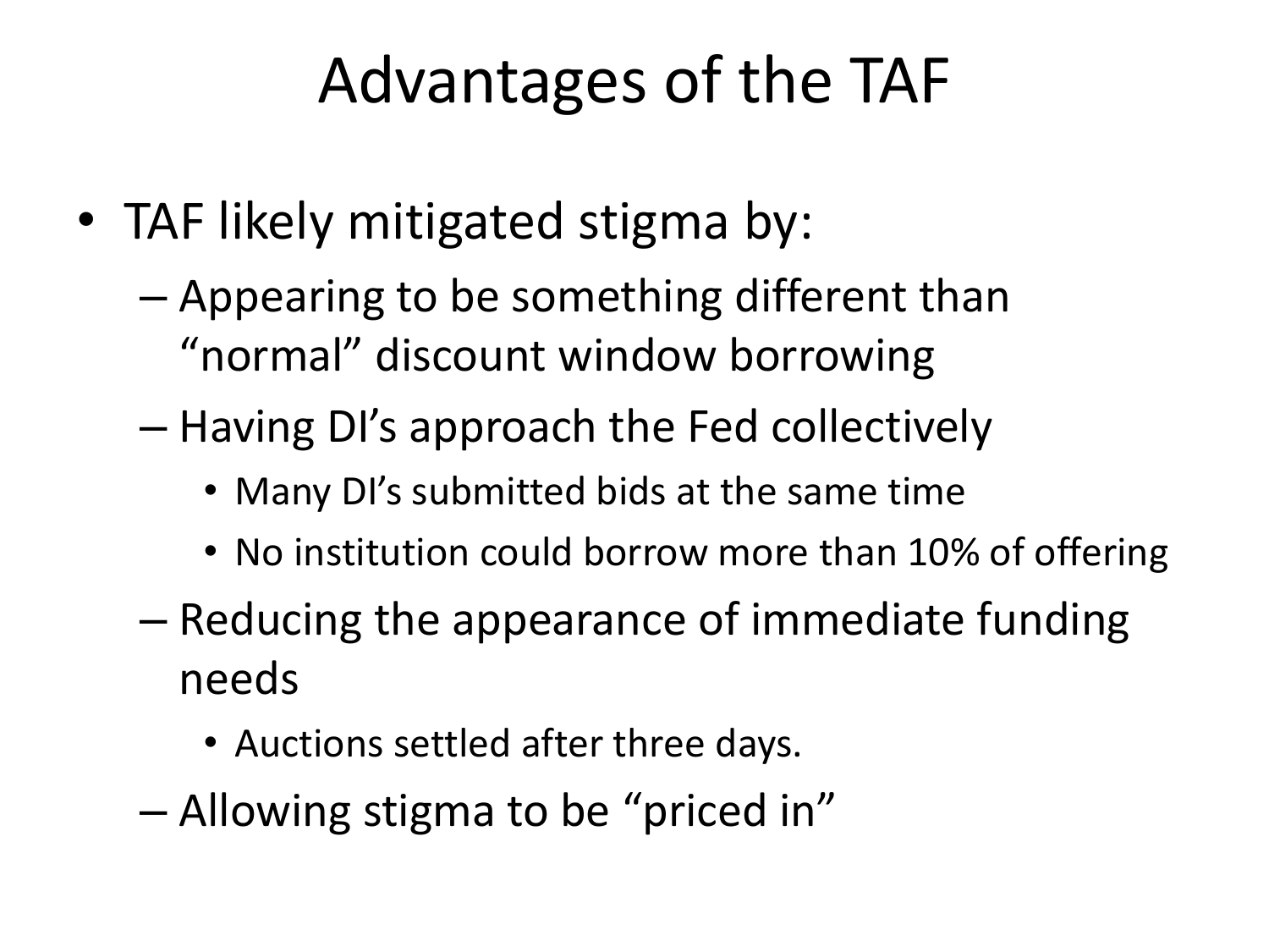# Advantages of the TAF

- TAF likely mitigated stigma by:
  - Appearing to be something different than "normal" discount window borrowing
  - Having DI's approach the Fed collectively
    - Many DI's submitted bids at the same time
    - No institution could borrow more than 10% of offering
  - Reducing the appearance of immediate funding needs
    - Auctions settled after three days.
  - Allowing stigma to be "priced in"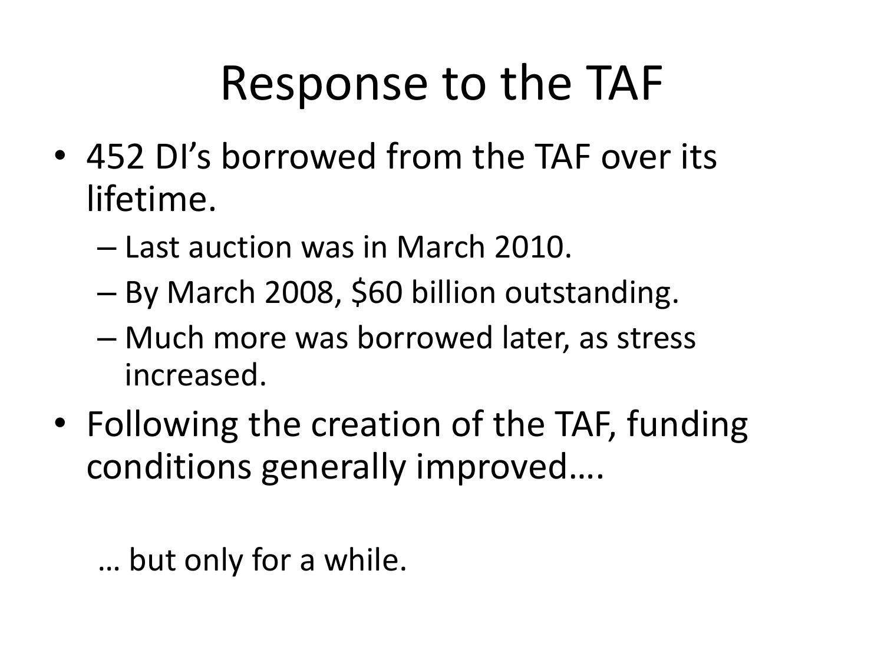# Response to the TAF

- 452 DI's borrowed from the TAF over its lifetime.
  - Last auction was in March 2010.
  - By March 2008, $60 billion outstanding.
  - Much more was borrowed later, as stress increased.
- Following the creation of the TAF, funding conditions generally improved….

… but only for a while.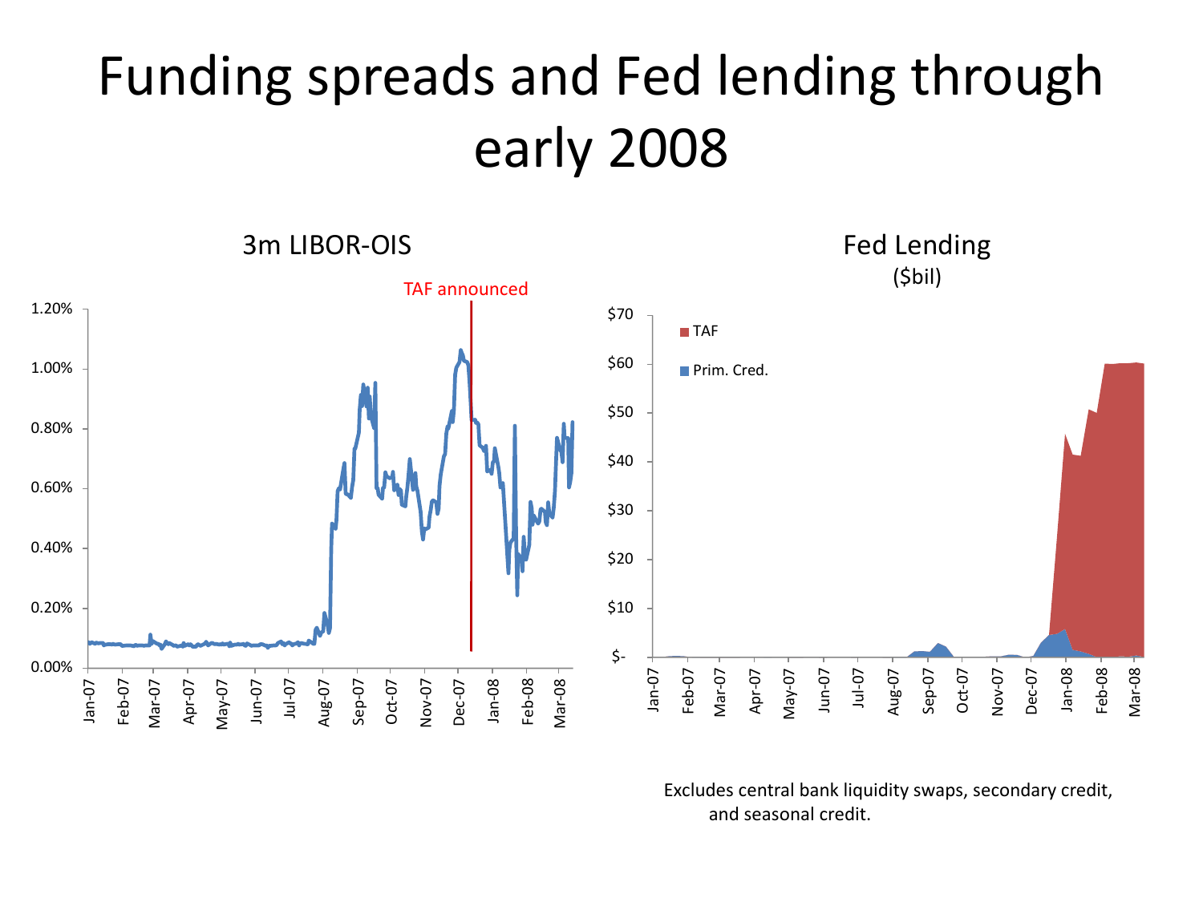# Funding spreads and Fed lending through early 2008

3m LIBOR-OIS

TAF announced

Fed Lending
($bil)

TAF

Prim. Cred.

Excludes central bank liquidity swaps, secondary credit, and seasonal credit.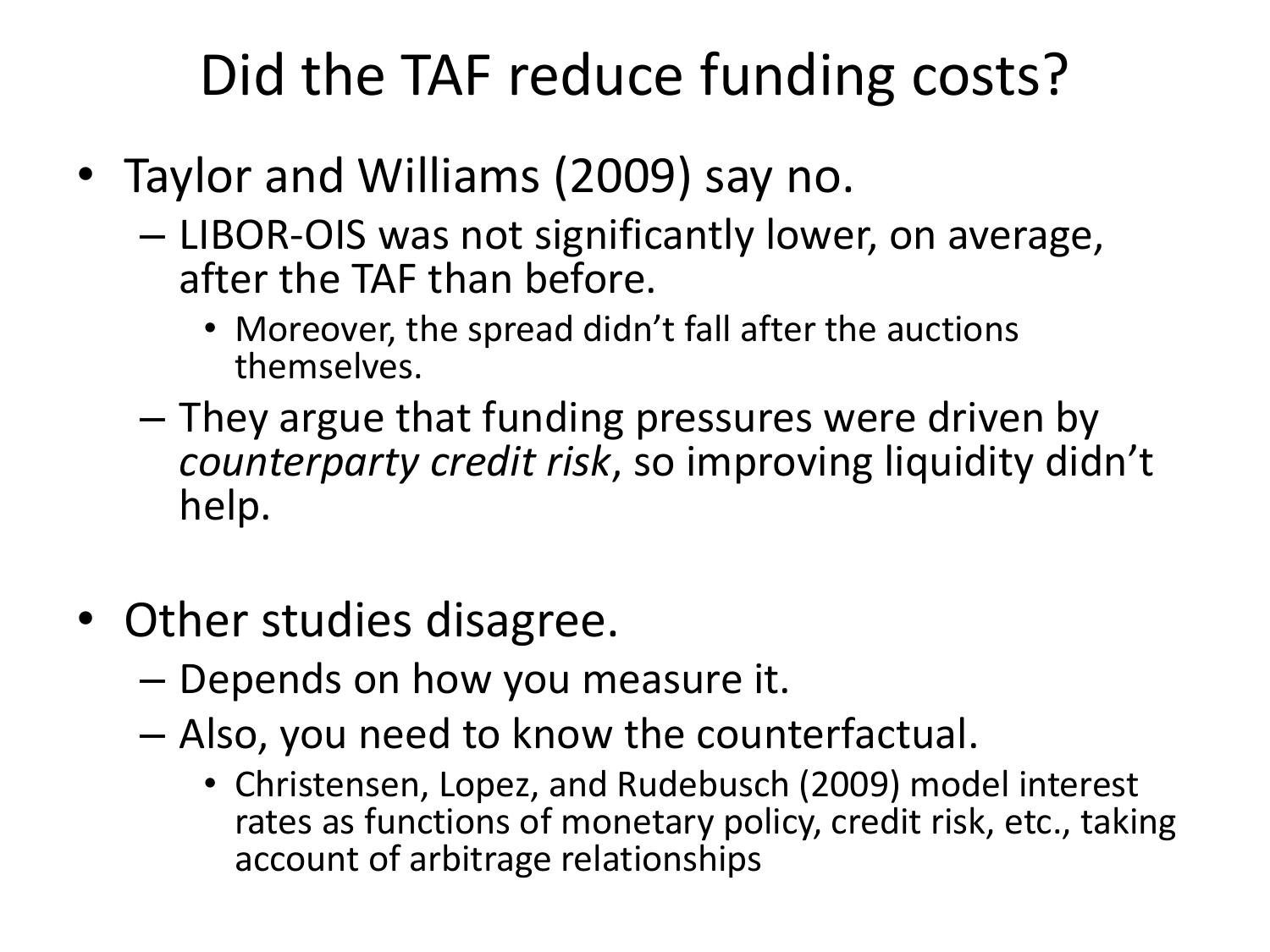# Did the TAF reduce funding costs?

- Taylor and Williams (2009) say no.
  - LIBOR-OIS was not significantly lower, on average, after the TAF than before.
    - Moreover, the spread didn't fall after the auctions themselves.
  - They argue that funding pressures were driven by *counterparty credit risk*, so improving liquidity didn't help.

- Other studies disagree.
  - Depends on how you measure it.
  - Also, you need to know the counterfactual.
    - Christensen, Lopez, and Rudebusch (2009) model interest rates as functions of monetary policy, credit risk, etc., taking account of arbitrage relationships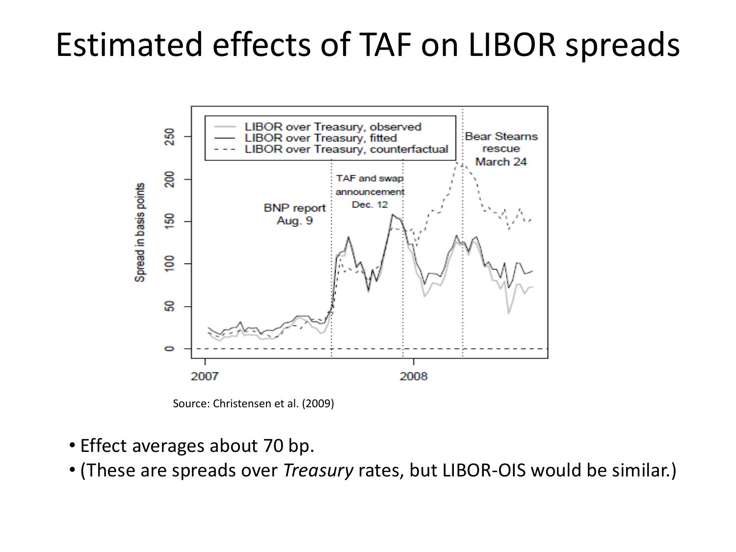# Estimated effects of TAF on LIBOR spreads

Source: Christensen et al. (2009)

- Effect averages about 70 bp.
- (These are spreads over *Treasury* rates, but LIBOR-OIS would be similar.)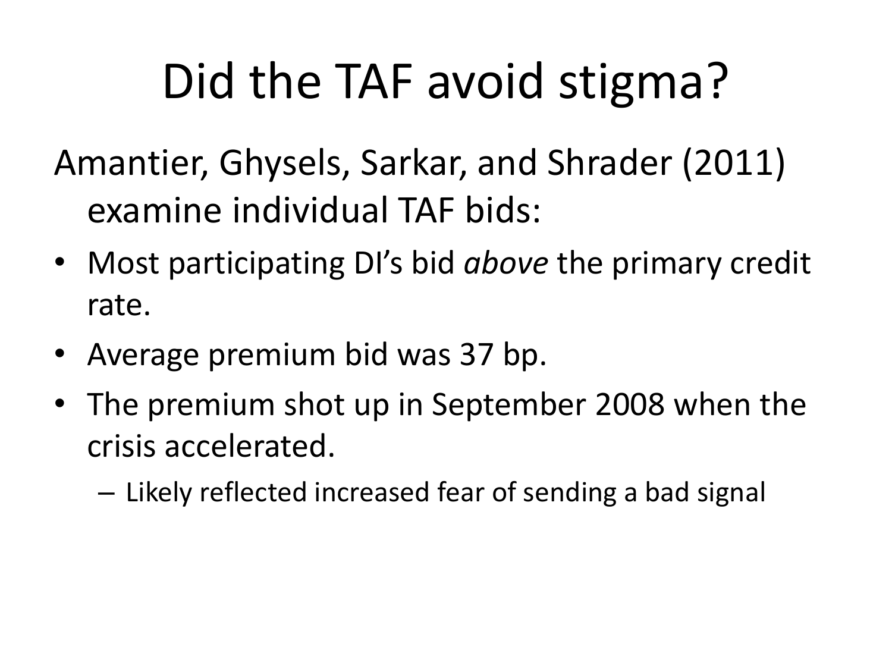# Did the TAF avoid stigma?

Amantier, Ghysels, Sarkar, and Shrader (2011) examine individual TAF bids:

- Most participating DI's bid *above* the primary credit rate.
- Average premium bid was 37 bp.
- The premium shot up in September 2008 when the crisis accelerated.
  - Likely reflected increased fear of sending a bad signal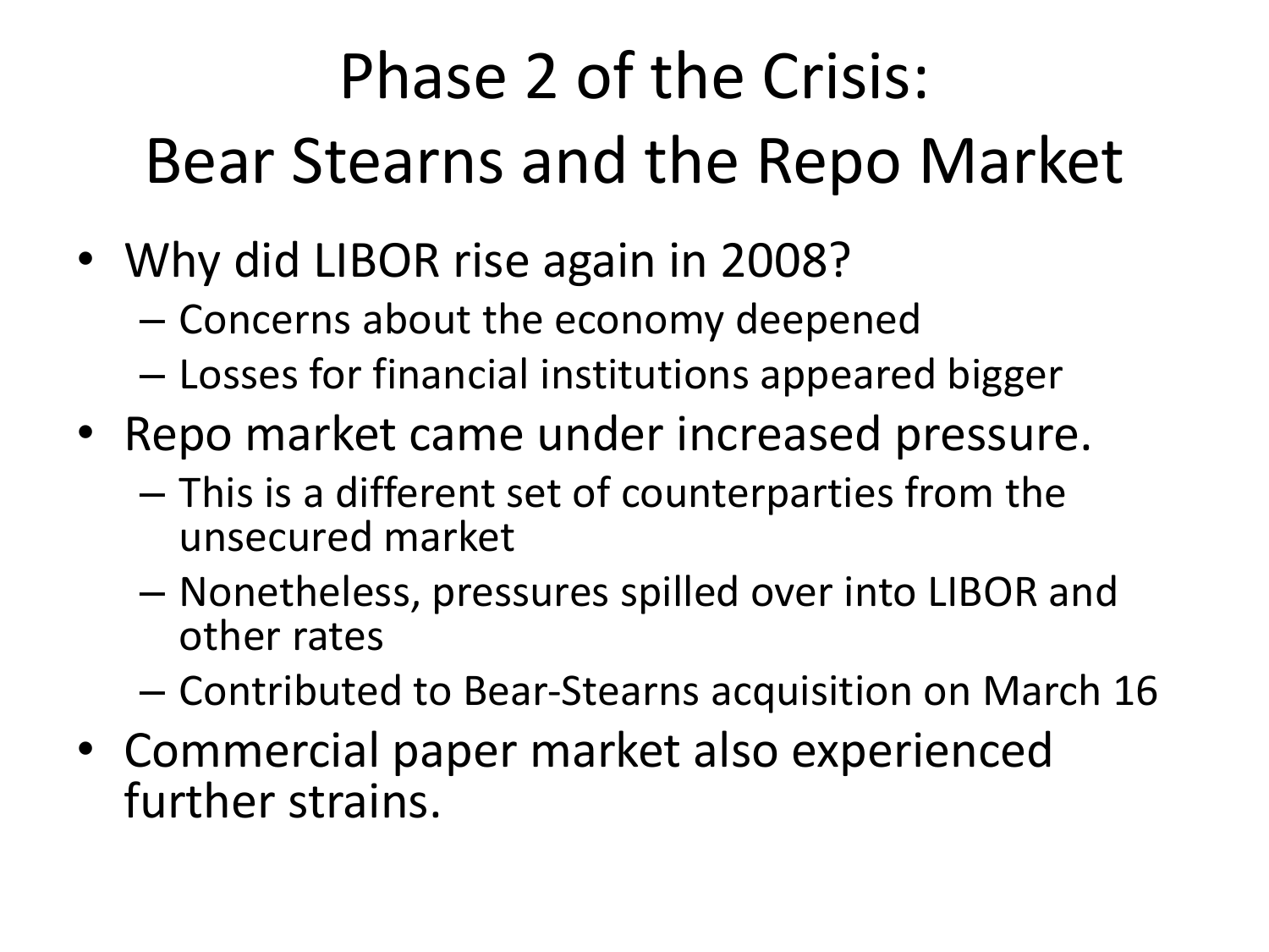# Phase 2 of the Crisis: Bear Stearns and the Repo Market

- Why did LIBOR rise again in 2008?
  - Concerns about the economy deepened
  - Losses for financial institutions appeared bigger
- Repo market came under increased pressure.
  - This is a different set of counterparties from the unsecured market
  - Nonetheless, pressures spilled over into LIBOR and other rates
  - Contributed to Bear-Stearns acquisition on March 16
- Commercial paper market also experienced further strains.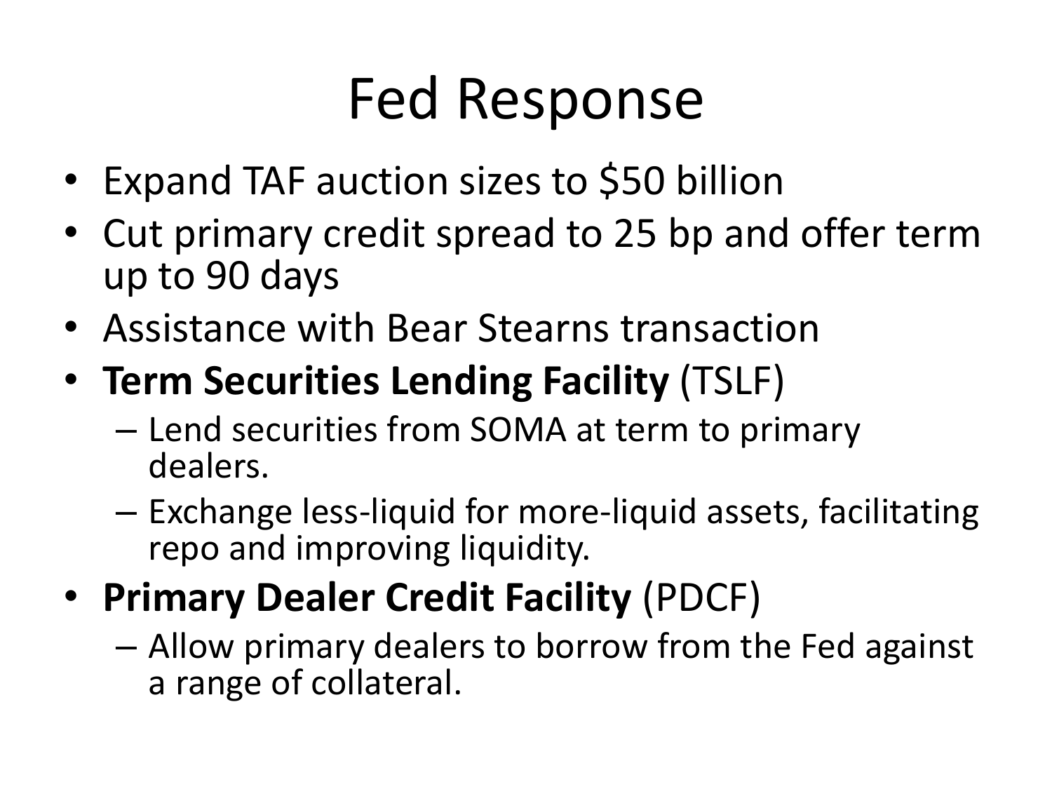# Fed Response

- Expand TAF auction sizes to $50 billion
- Cut primary credit spread to 25 bp and offer term up to 90 days
- Assistance with Bear Stearns transaction
- **Term Securities Lending Facility** (TSLF)
  - Lend securities from SOMA at term to primary dealers.
  - Exchange less-liquid for more-liquid assets, facilitating repo and improving liquidity.
- **Primary Dealer Credit Facility** (PDCF)
  - Allow primary dealers to borrow from the Fed against a range of collateral.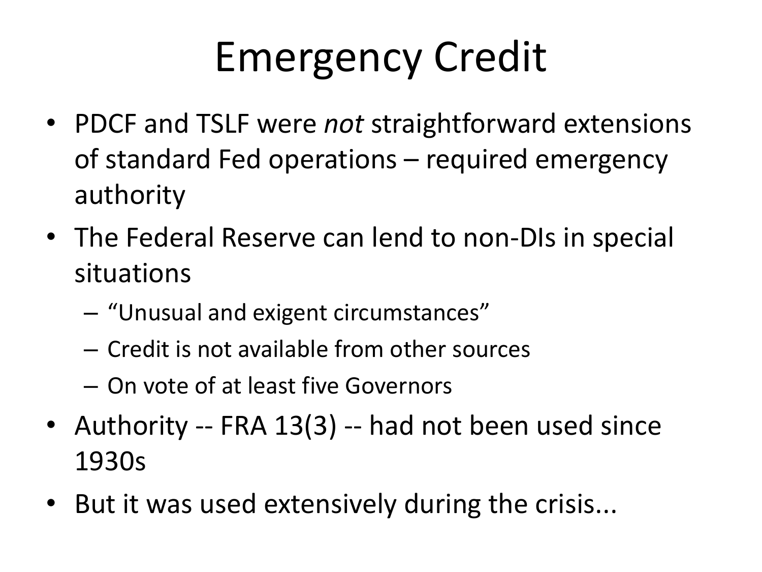# Emergency Credit

- PDCF and TSLF were *not* straightforward extensions of standard Fed operations – required emergency authority
- The Federal Reserve can lend to non-DIs in special situations
  - "Unusual and exigent circumstances"
  - Credit is not available from other sources
  - On vote of at least five Governors
- Authority -- FRA 13(3) -- had not been used since 1930s
- But it was used extensively during the crisis...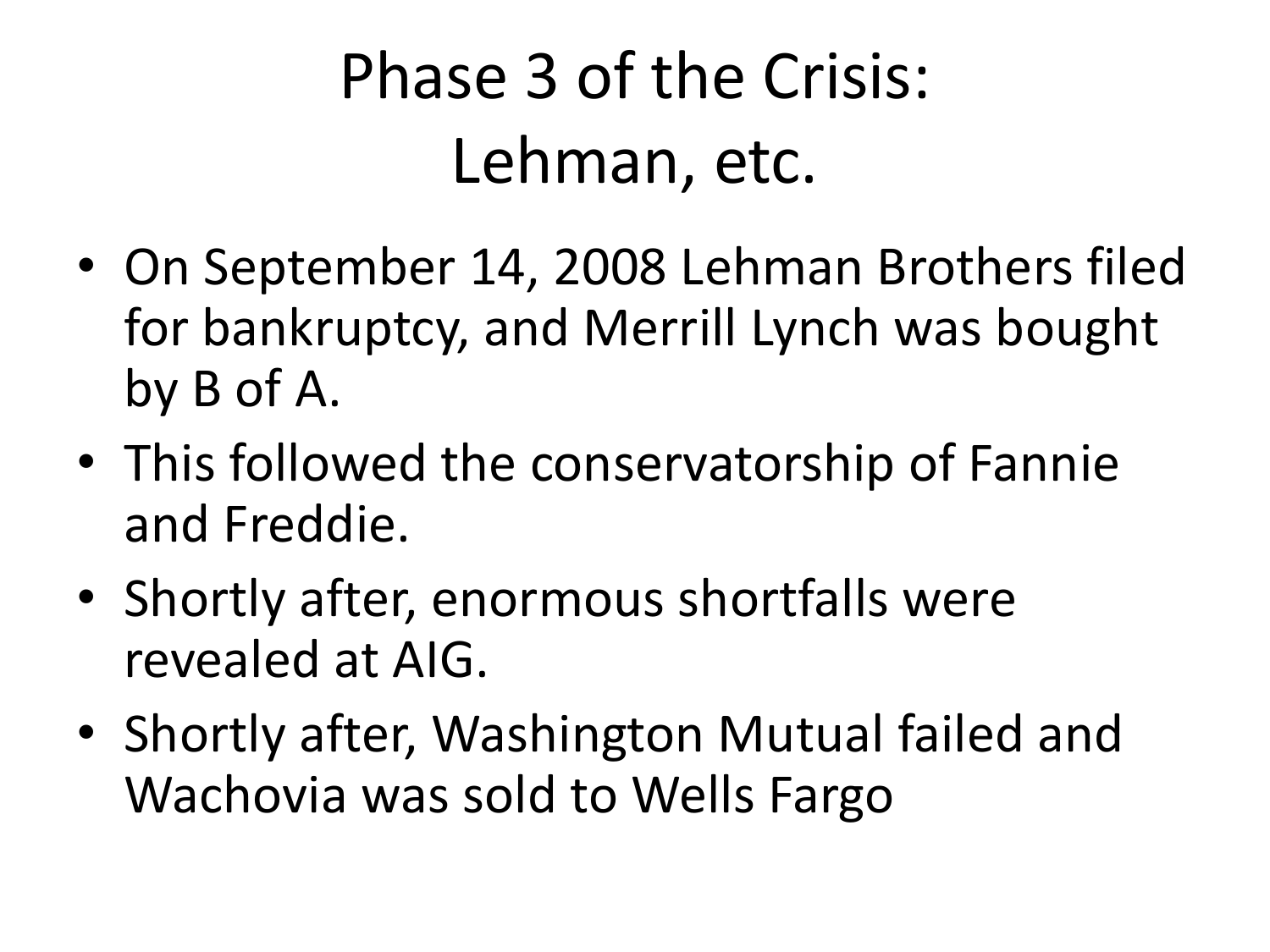# Phase 3 of the Crisis: Lehman, etc.

- On September 14, 2008 Lehman Brothers filed for bankruptcy, and Merrill Lynch was bought by B of A.
- This followed the conservatorship of Fannie and Freddie.
- Shortly after, enormous shortfalls were revealed at AIG.
- Shortly after, Washington Mutual failed and Wachovia was sold to Wells Fargo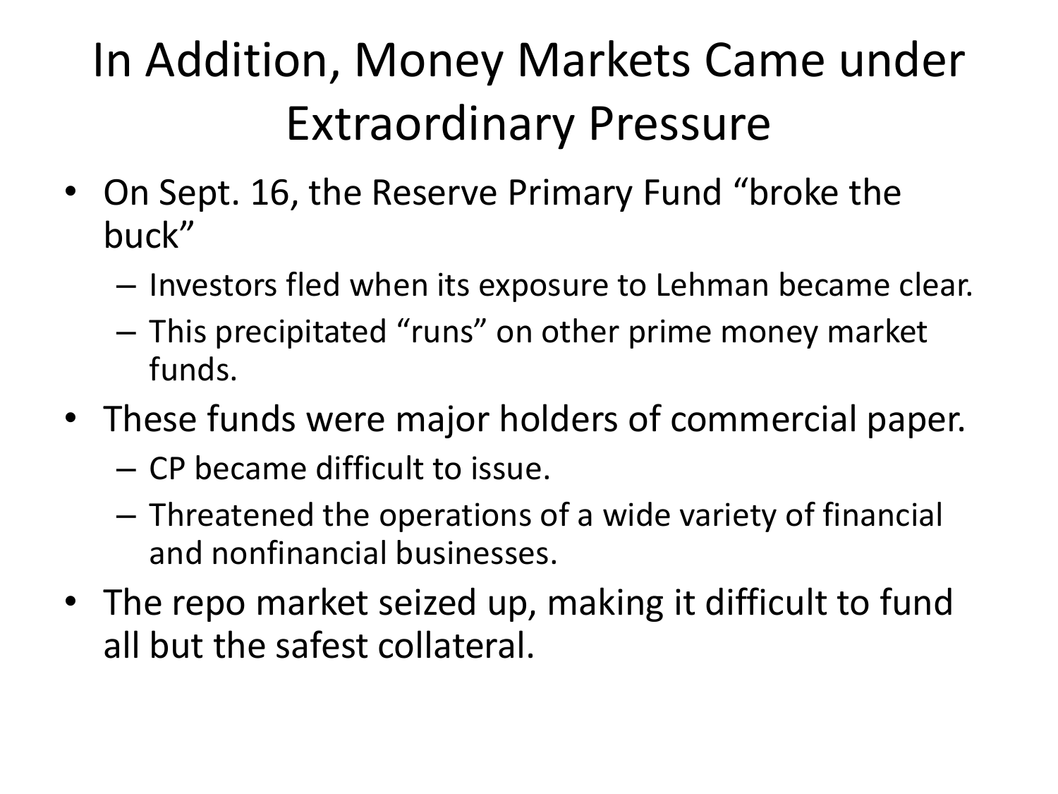# In Addition, Money Markets Came under Extraordinary Pressure

- On Sept. 16, the Reserve Primary Fund "broke the buck"
  - Investors fled when its exposure to Lehman became clear.
  - This precipitated "runs" on other prime money market funds.
- These funds were major holders of commercial paper.
  - CP became difficult to issue.
  - Threatened the operations of a wide variety of financial and nonfinancial businesses.
- The repo market seized up, making it difficult to fund all but the safest collateral.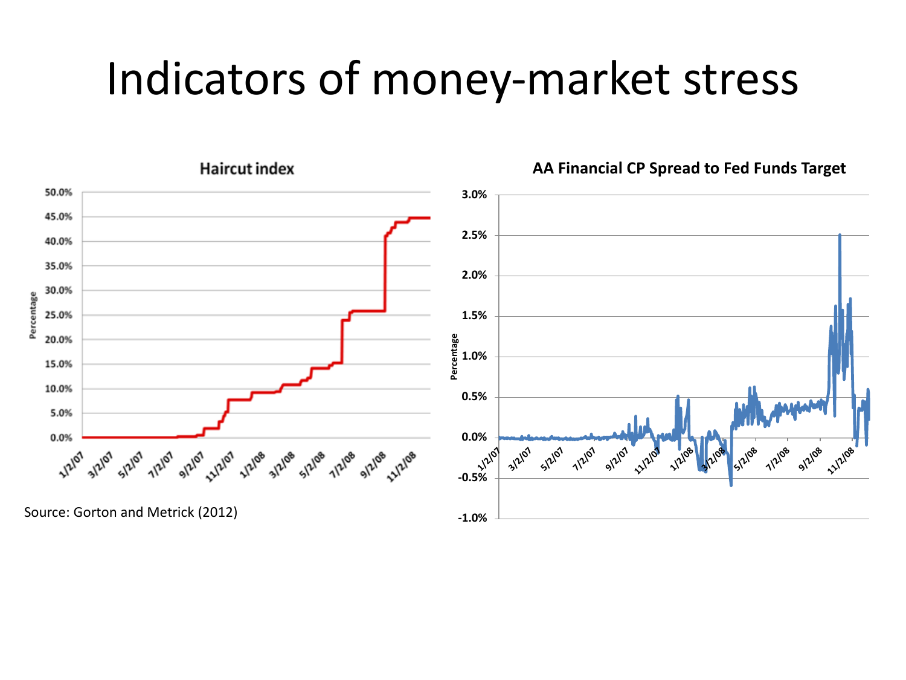# Indicators of money-market stress

**Haircut index**

**AA Financial CP Spread to Fed Funds Target**

Source: Gorton and Metrick (2012)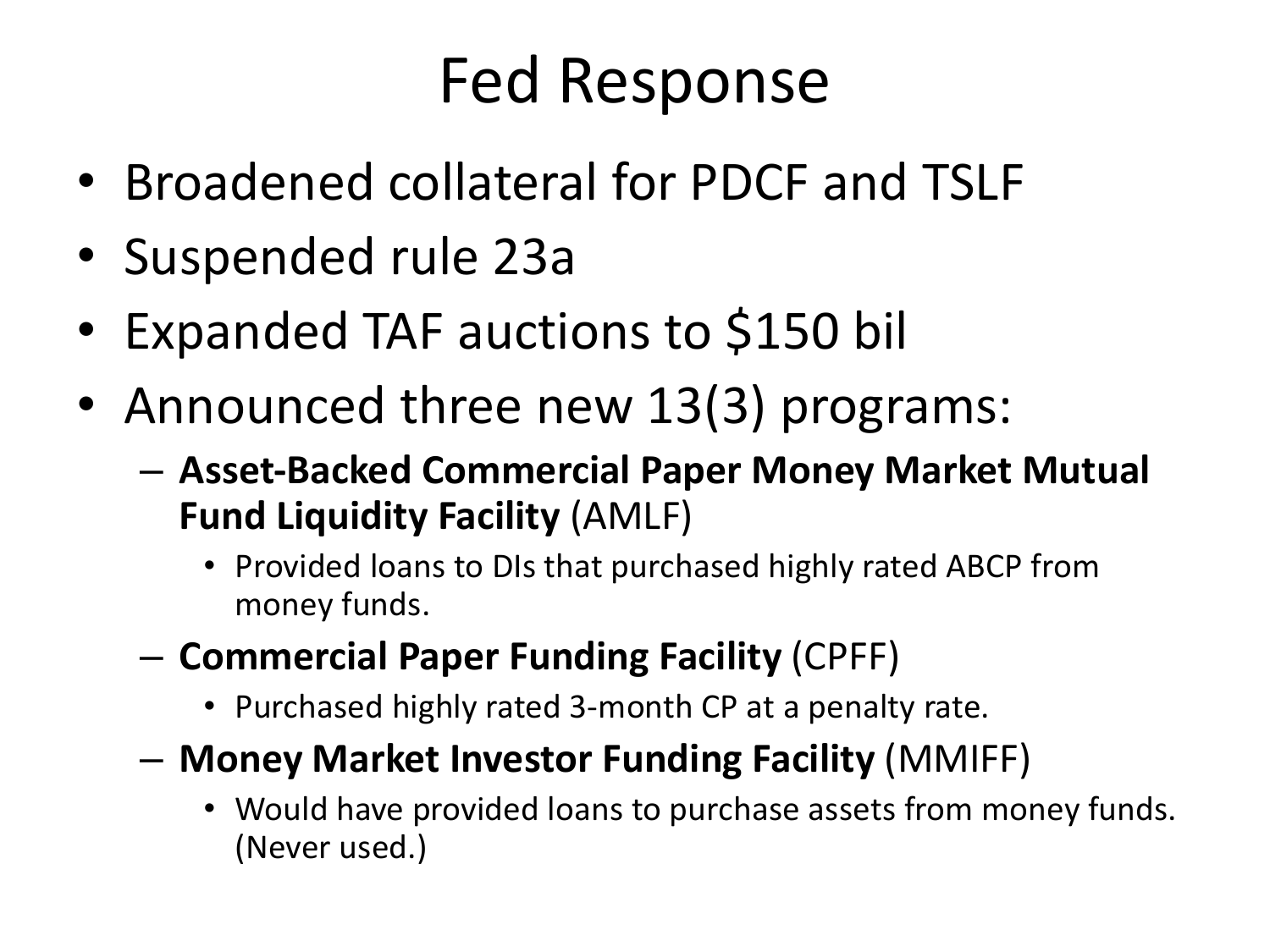# Fed Response

- Broadened collateral for PDCF and TSLF
- Suspended rule 23a
- Expanded TAF auctions to $150 bil
- Announced three new 13(3) programs:
  - **Asset-Backed Commercial Paper Money Market Mutual Fund Liquidity Facility** (AMLF)
    - Provided loans to DIs that purchased highly rated ABCP from money funds.
  - **Commercial Paper Funding Facility** (CPFF)
    - Purchased highly rated 3-month CP at a penalty rate.
  - **Money Market Investor Funding Facility** (MMIFF)
    - Would have provided loans to purchase assets from money funds. (Never used.)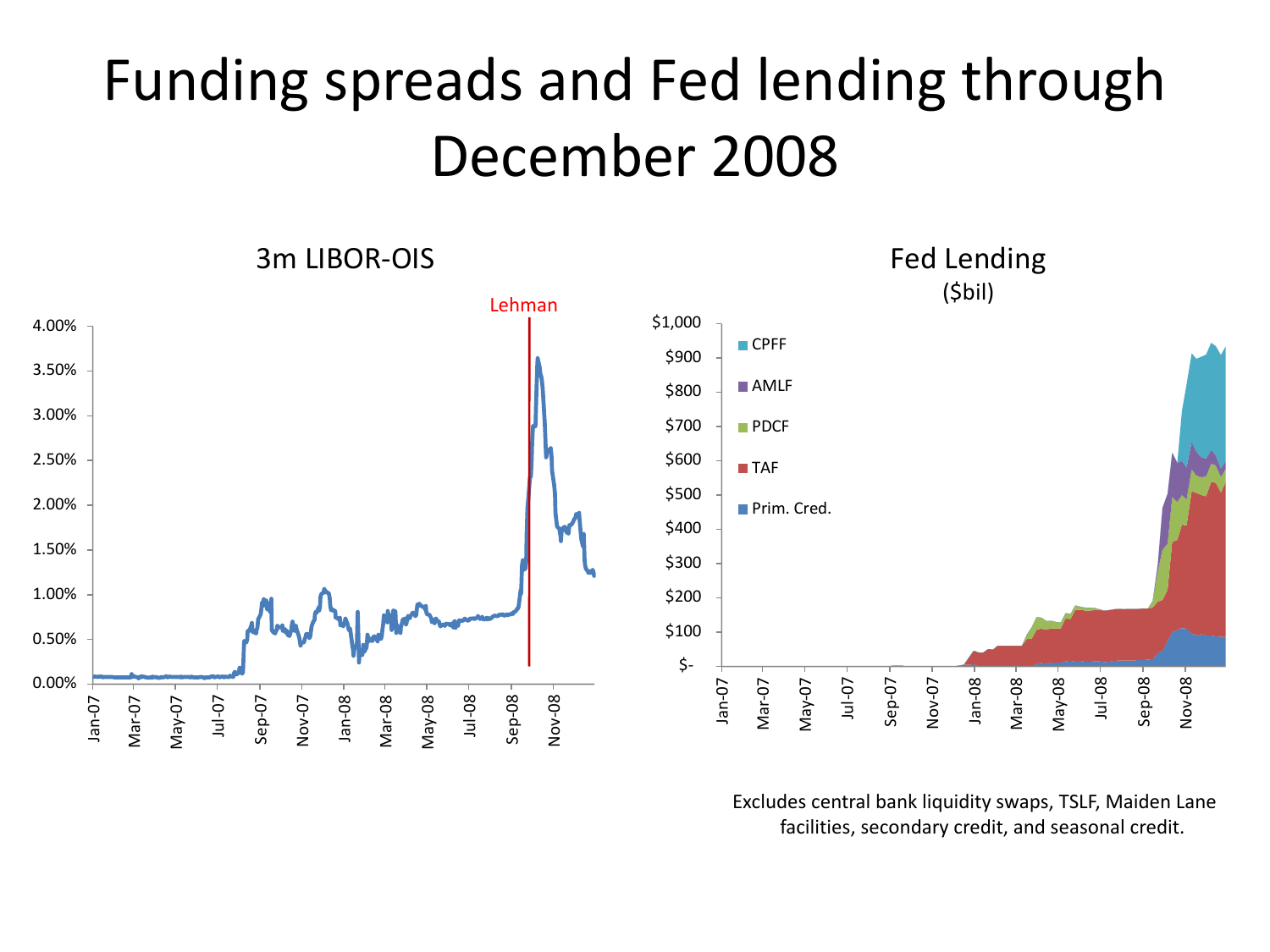# Funding spreads and Fed lending through December 2008

3m LIBOR-OIS

Fed Lending ($bil)

Excludes central bank liquidity swaps, TSLF, Maiden Lane facilities, secondary credit, and seasonal credit.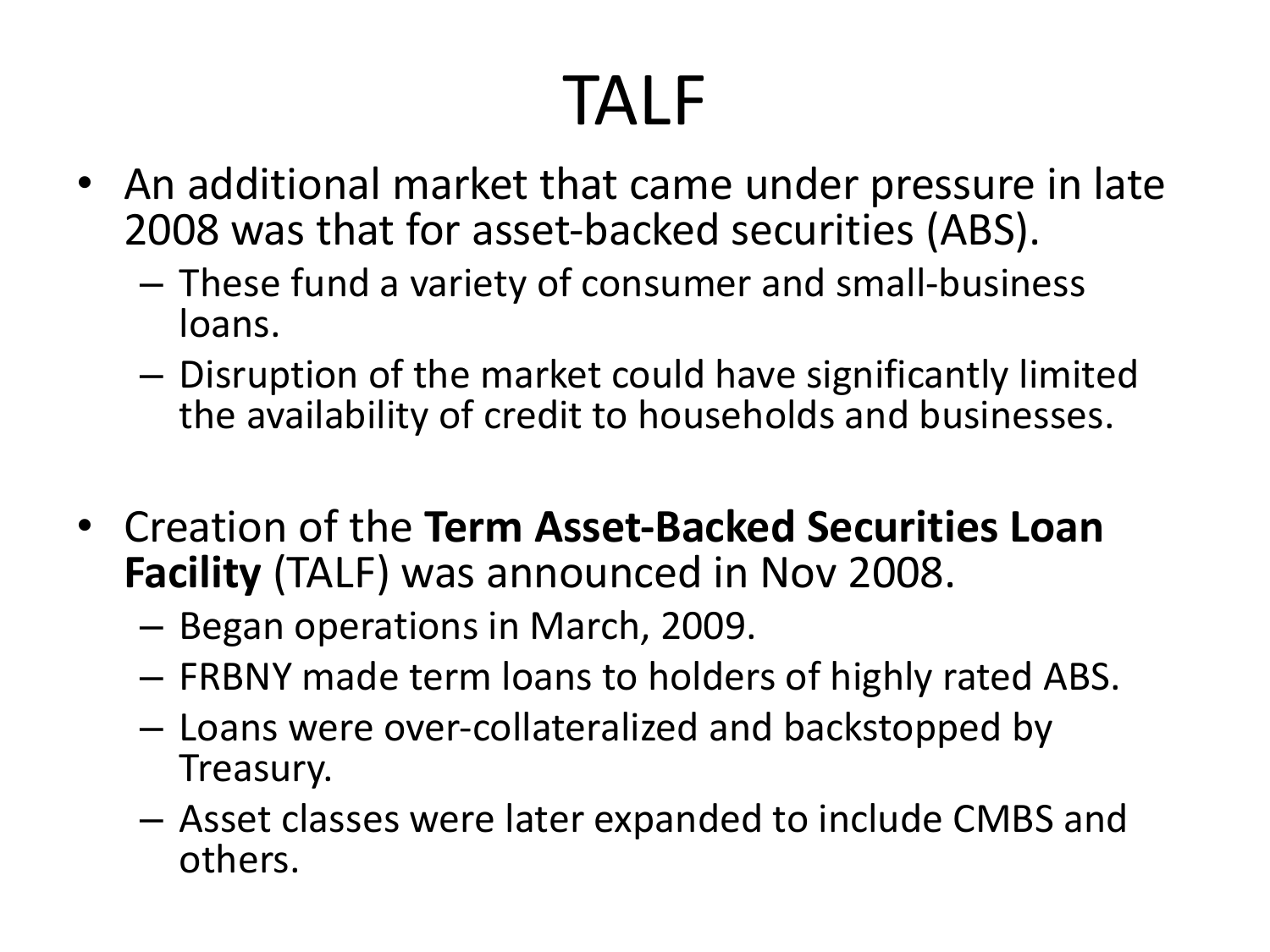# TALF

- An additional market that came under pressure in late 2008 was that for asset-backed securities (ABS).
  - These fund a variety of consumer and small-business loans.
  - Disruption of the market could have significantly limited the availability of credit to households and businesses.

- Creation of the **Term Asset-Backed Securities Loan Facility** (TALF) was announced in Nov 2008.
  - Began operations in March, 2009.
  - FRBNY made term loans to holders of highly rated ABS.
  - Loans were over-collateralized and backstopped by Treasury.
  - Asset classes were later expanded to include CMBS and others.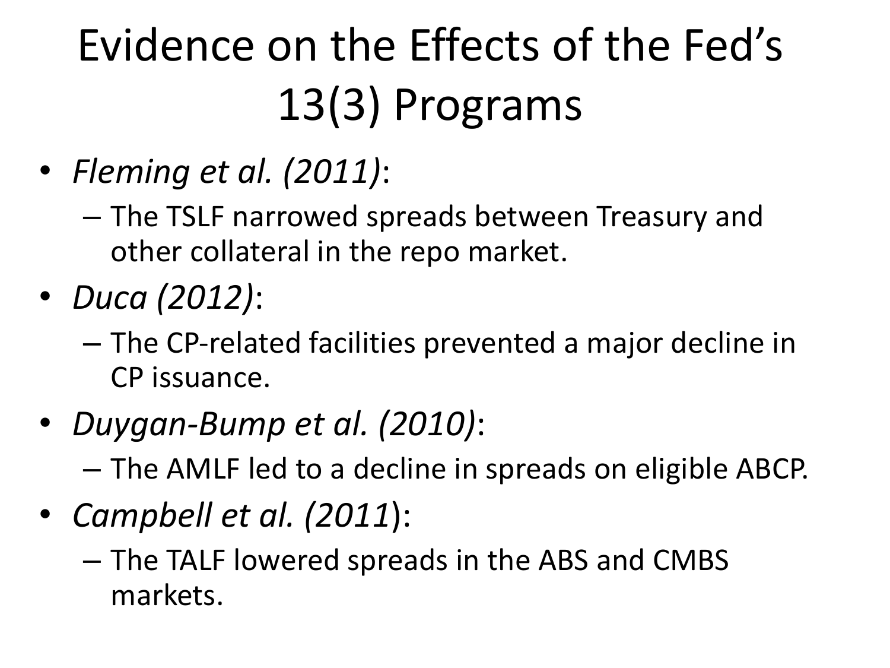# Evidence on the Effects of the Fed's 13(3) Programs

- *Fleming et al. (2011)*:
  - The TSLF narrowed spreads between Treasury and other collateral in the repo market.
- *Duca (2012)*:
  - The CP-related facilities prevented a major decline in CP issuance.
- *Duygan-Bump et al. (2010)*:
  - The AMLF led to a decline in spreads on eligible ABCP.
- *Campbell et al. (2011)*:
  - The TALF lowered spreads in the ABS and CMBS markets.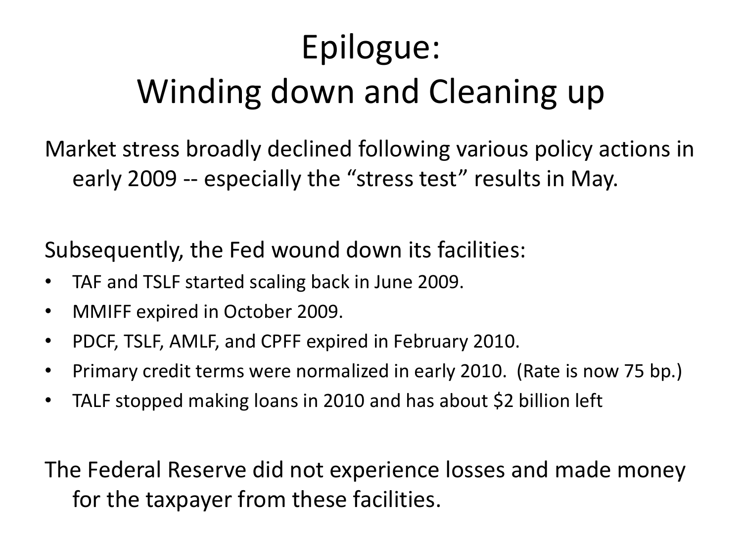# Epilogue: Winding down and Cleaning up

Market stress broadly declined following various policy actions in early 2009 -- especially the "stress test" results in May.

Subsequently, the Fed wound down its facilities:

- TAF and TSLF started scaling back in June 2009.
- MMIFF expired in October 2009.
- PDCF, TSLF, AMLF, and CPFF expired in February 2010.
- Primary credit terms were normalized in early 2010. (Rate is now 75 bp.)
- TALF stopped making loans in 2010 and has about $2 billion left

The Federal Reserve did not experience losses and made money for the taxpayer from these facilities.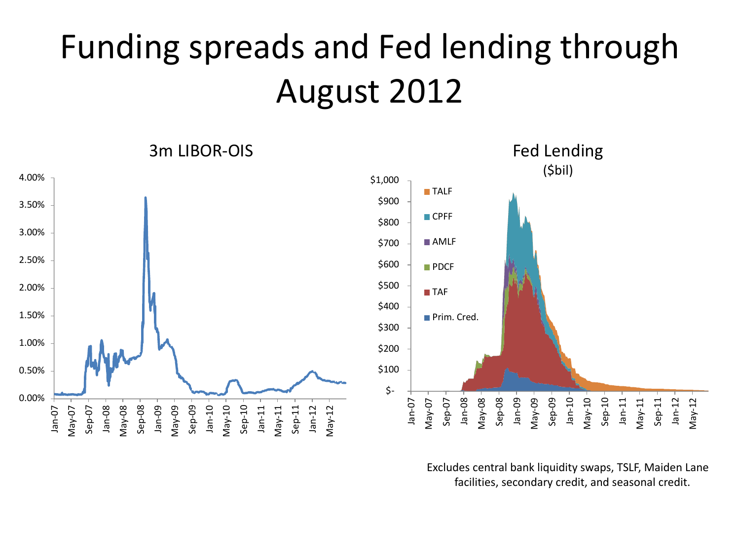# Funding spreads and Fed lending through August 2012

3m LIBOR-OIS

Fed Lending ($bil)

Excludes central bank liquidity swaps, TSLF, Maiden Lane facilities, secondary credit, and seasonal credit.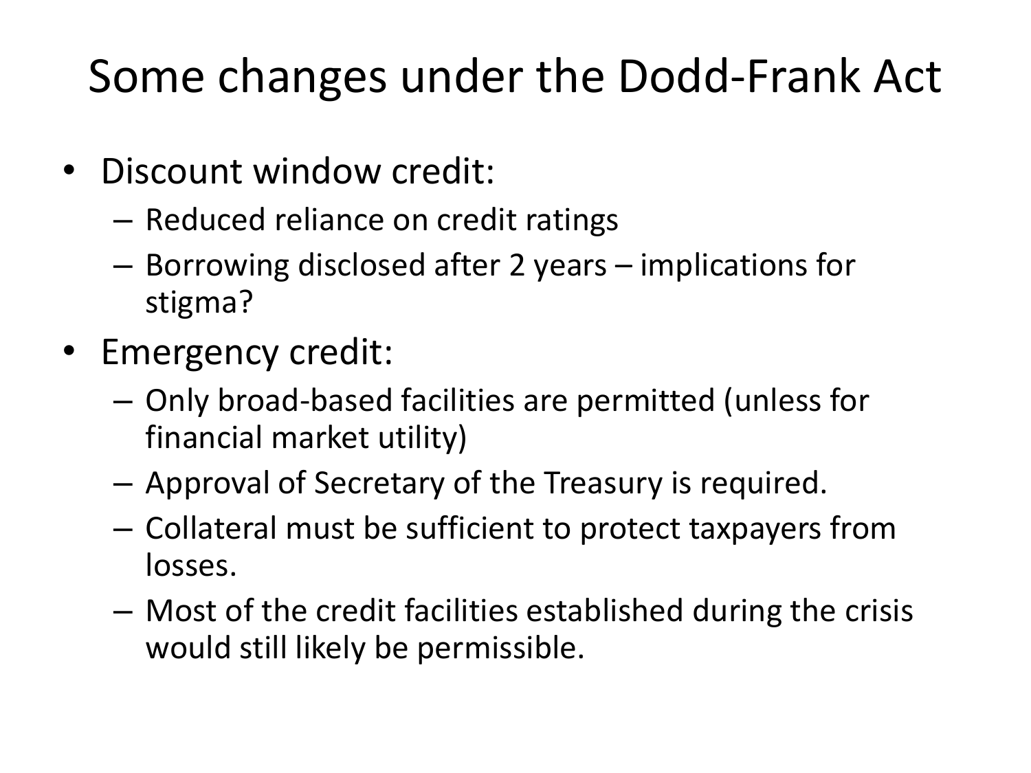# Some changes under the Dodd-Frank Act

- Discount window credit:
  - Reduced reliance on credit ratings
  - Borrowing disclosed after 2 years – implications for stigma?
- Emergency credit:
  - Only broad-based facilities are permitted (unless for financial market utility)
  - Approval of Secretary of the Treasury is required.
  - Collateral must be sufficient to protect taxpayers from losses.
  - Most of the credit facilities established during the crisis would still likely be permissible.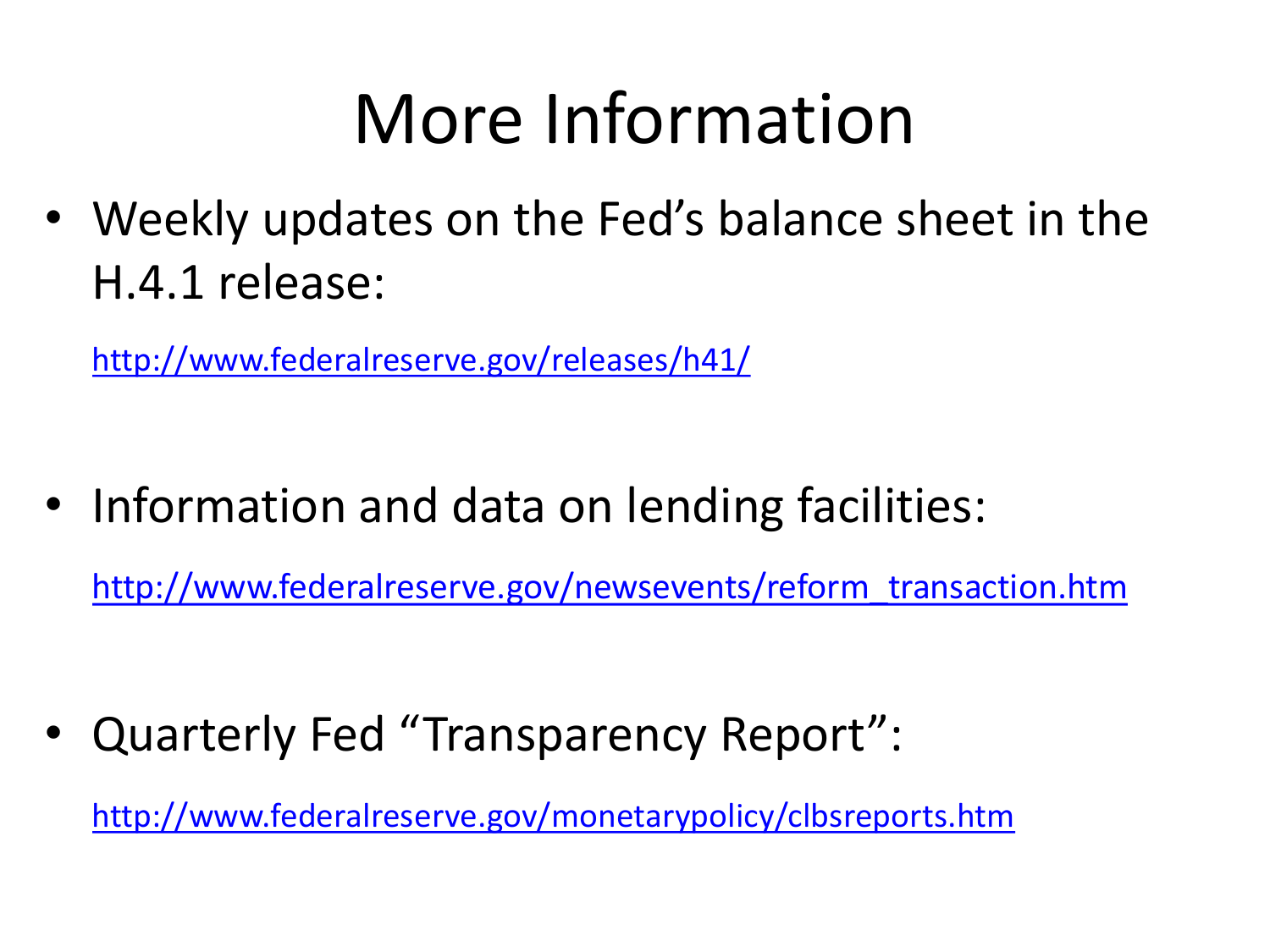# More Information

- Weekly updates on the Fed's balance sheet in the H.4.1 release:

  http://www.federalreserve.gov/releases/h41/

- Information and data on lending facilities:

  http://www.federalreserve.gov/newsevents/reform_transaction.htm

- Quarterly Fed "Transparency Report":

  http://www.federalreserve.gov/monetarypolicy/clbsreports.htm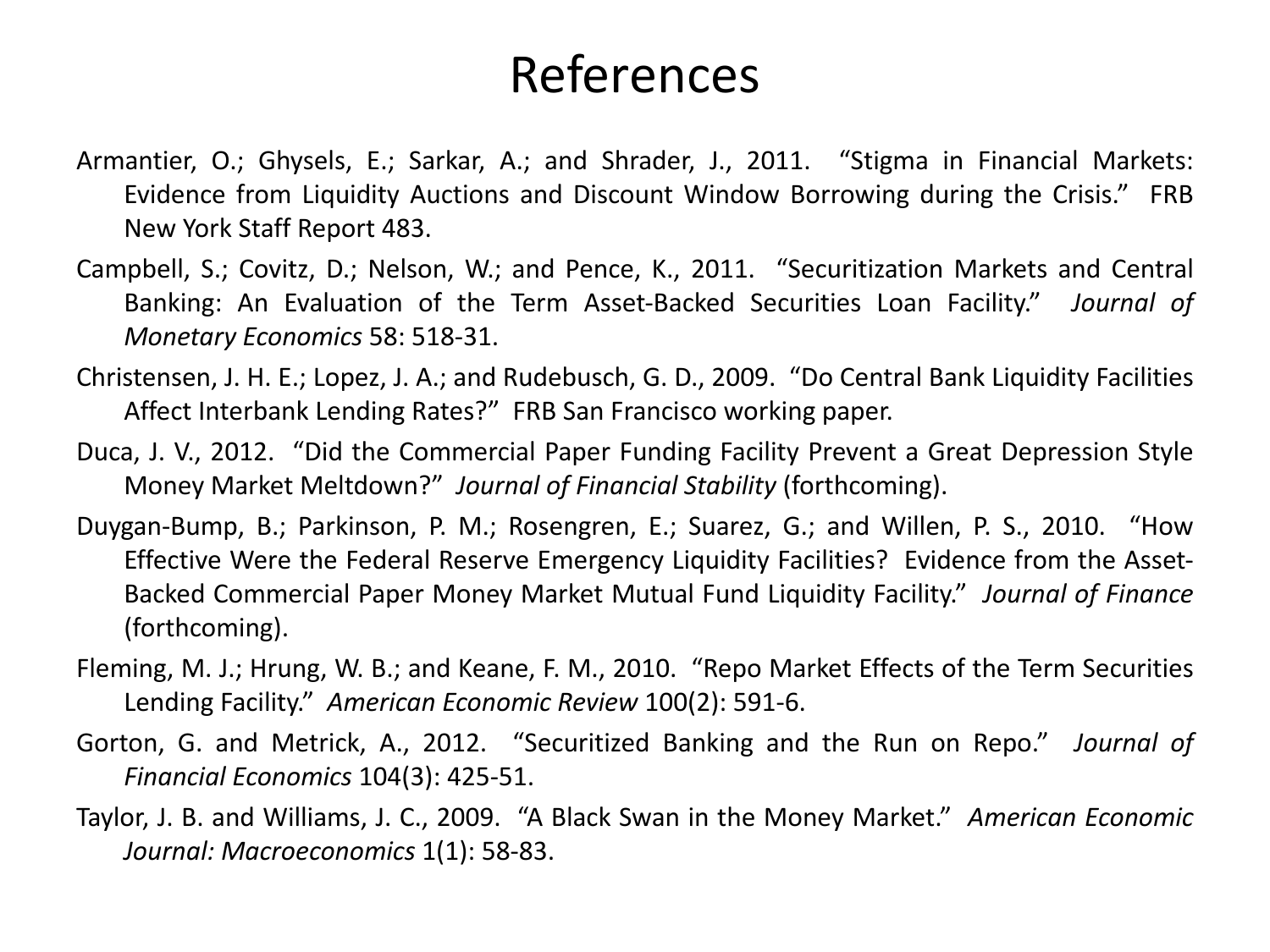# References

Armantier, O.; Ghysels, E.; Sarkar, A.; and Shrader, J., 2011. "Stigma in Financial Markets: Evidence from Liquidity Auctions and Discount Window Borrowing during the Crisis." FRB New York Staff Report 483.

Campbell, S.; Covitz, D.; Nelson, W.; and Pence, K., 2011. "Securitization Markets and Central Banking: An Evaluation of the Term Asset-Backed Securities Loan Facility." *Journal of Monetary Economics* 58: 518-31.

Christensen, J. H. E.; Lopez, J. A.; and Rudebusch, G. D., 2009. "Do Central Bank Liquidity Facilities Affect Interbank Lending Rates?" FRB San Francisco working paper.

Duca, J. V., 2012. "Did the Commercial Paper Funding Facility Prevent a Great Depression Style Money Market Meltdown?" *Journal of Financial Stability* (forthcoming).

Duygan-Bump, B.; Parkinson, P. M.; Rosengren, E.; Suarez, G.; and Willen, P. S., 2010. "How Effective Were the Federal Reserve Emergency Liquidity Facilities? Evidence from the Asset-Backed Commercial Paper Money Market Mutual Fund Liquidity Facility." *Journal of Finance* (forthcoming).

Fleming, M. J.; Hrung, W. B.; and Keane, F. M., 2010. "Repo Market Effects of the Term Securities Lending Facility." *American Economic Review* 100(2): 591-6.

Gorton, G. and Metrick, A., 2012. "Securitized Banking and the Run on Repo." *Journal of Financial Economics* 104(3): 425-51.

Taylor, J. B. and Williams, J. C., 2009. "A Black Swan in the Money Market." *American Economic Journal: Macroeconomics* 1(1): 58-83.